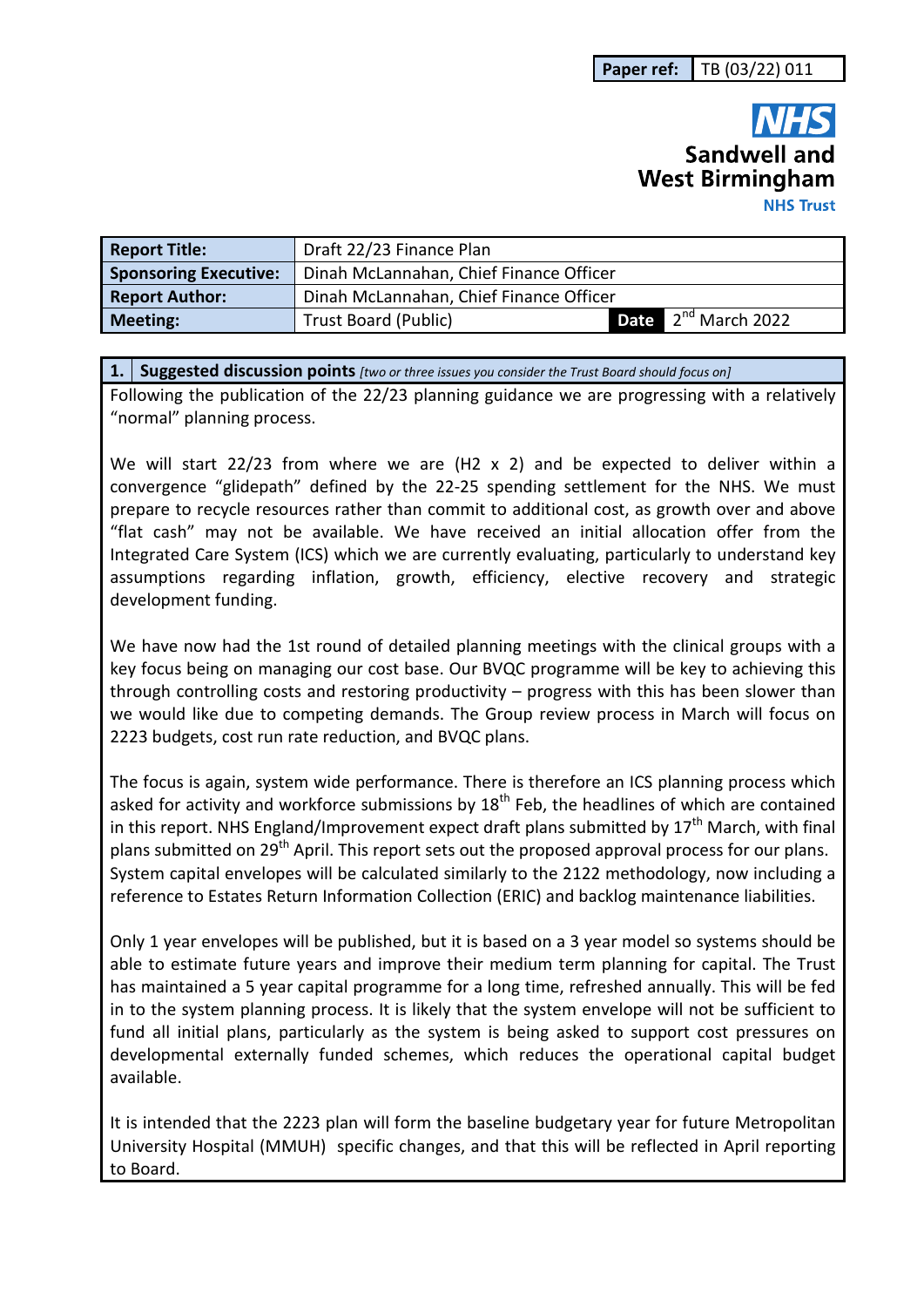| Paper ref: | TB (03/22) 011 |
|---|---|

**NHS**
**Sandwell and West Birmingham**
**NHS Trust**

| **Report Title:** | Draft 22/23 Finance Plan | | |
|---|---|---|---|
| **Sponsoring Executive:** | Dinah McLannahan, Chief Finance Officer | | |
| **Report Author:** | Dinah McLannahan, Chief Finance Officer | | |
| **Meeting:** | Trust Board (Public) | **Date** | 2nd March 2022 |

## 1. Suggested discussion points *[two or three issues you consider the Trust Board should focus on]*

Following the publication of the 22/23 planning guidance we are progressing with a relatively "normal" planning process.

We will start 22/23 from where we are (H2 x 2) and be expected to deliver within a convergence "glidepath" defined by the 22-25 spending settlement for the NHS. We must prepare to recycle resources rather than commit to additional cost, as growth over and above "flat cash" may not be available. We have received an initial allocation offer from the Integrated Care System (ICS) which we are currently evaluating, particularly to understand key assumptions regarding inflation, growth, efficiency, elective recovery and strategic development funding.

We have now had the 1st round of detailed planning meetings with the clinical groups with a key focus being on managing our cost base. Our BVQC programme will be key to achieving this through controlling costs and restoring productivity – progress with this has been slower than we would like due to competing demands. The Group review process in March will focus on 2223 budgets, cost run rate reduction, and BVQC plans.

The focus is again, system wide performance. There is therefore an ICS planning process which asked for activity and workforce submissions by 18th Feb, the headlines of which are contained in this report. NHS England/Improvement expect draft plans submitted by 17th March, with final plans submitted on 29th April. This report sets out the proposed approval process for our plans. System capital envelopes will be calculated similarly to the 2122 methodology, now including a reference to Estates Return Information Collection (ERIC) and backlog maintenance liabilities.

Only 1 year envelopes will be published, but it is based on a 3 year model so systems should be able to estimate future years and improve their medium term planning for capital. The Trust has maintained a 5 year capital programme for a long time, refreshed annually. This will be fed in to the system planning process. It is likely that the system envelope will not be sufficient to fund all initial plans, particularly as the system is being asked to support cost pressures on developmental externally funded schemes, which reduces the operational capital budget available.

It is intended that the 2223 plan will form the baseline budgetary year for future Metropolitan University Hospital (MMUH) specific changes, and that this will be reflected in April reporting to Board.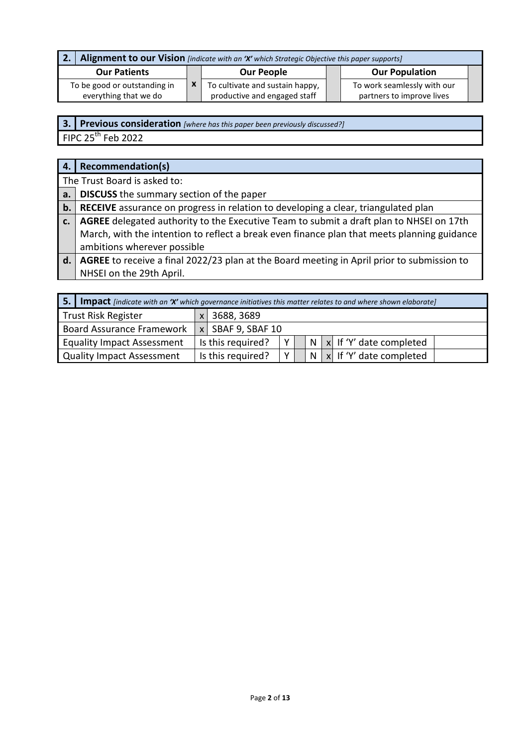| 2. | **Alignment to our Vision** *[indicate with an 'X' which Strategic Objective this paper supports]* | | | | |
|---|---|---|---|---|---|
| **Our Patients** | | **Our People** | | **Our Population** | |
| To be good or outstanding in everything that we do | x | To cultivate and sustain happy, productive and engaged staff | | To work seamlessly with our partners to improve lives | |

| 3. | **Previous consideration** *[where has this paper been previously discussed?]* |
|---|---|
| FIPC 25th Feb 2022 | |

| 4. | **Recommendation(s)** |
|---|---|
| The Trust Board is asked to: | |
| a. | **DISCUSS** the summary section of the paper |
| b. | **RECEIVE** assurance on progress in relation to developing a clear, triangulated plan |
| c. | **AGREE** delegated authority to the Executive Team to submit a draft plan to NHSEI on 17th March, with the intention to reflect a break even finance plan that meets planning guidance ambitions wherever possible |
| d. | **AGREE** to receive a final 2022/23 plan at the Board meeting in April prior to submission to NHSEI on the 29th April. |

| 5. | **Impact** *[indicate with an 'X' which governance initiatives this matter relates to and where shown elaborate]* | | | | | | | |
|---|---|---|---|---|---|---|---|---|
| Trust Risk Register | x | 3688, 3689 | | | | | | |
| Board Assurance Framework | x | SBAF 9, SBAF 10 | | | | | | |
| Equality Impact Assessment | Is this required? | Y | | N | x | If 'Y' date completed | | |
| Quality Impact Assessment | Is this required? | Y | | N | x | If 'Y' date completed | | |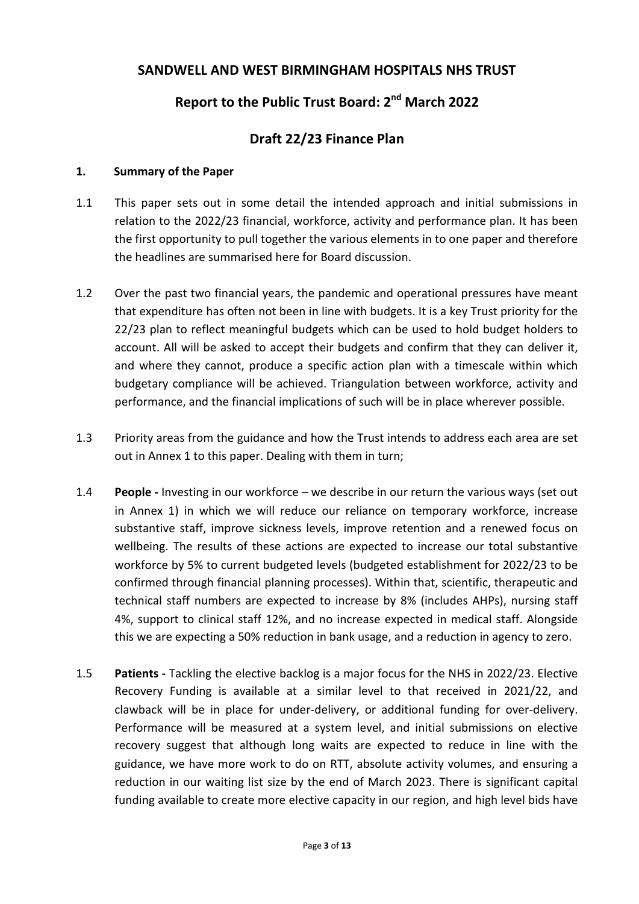# SANDWELL AND WEST BIRMINGHAM HOSPITALS NHS TRUST

## Report to the Public Trust Board: 2nd March 2022

## Draft 22/23 Finance Plan

### 1. Summary of the Paper

1.1 This paper sets out in some detail the intended approach and initial submissions in relation to the 2022/23 financial, workforce, activity and performance plan. It has been the first opportunity to pull together the various elements in to one paper and therefore the headlines are summarised here for Board discussion.

1.2 Over the past two financial years, the pandemic and operational pressures have meant that expenditure has often not been in line with budgets. It is a key Trust priority for the 22/23 plan to reflect meaningful budgets which can be used to hold budget holders to account. All will be asked to accept their budgets and confirm that they can deliver it, and where they cannot, produce a specific action plan with a timescale within which budgetary compliance will be achieved. Triangulation between workforce, activity and performance, and the financial implications of such will be in place wherever possible.

1.3 Priority areas from the guidance and how the Trust intends to address each area are set out in Annex 1 to this paper. Dealing with them in turn;

1.4 **People -** Investing in our workforce – we describe in our return the various ways (set out in Annex 1) in which we will reduce our reliance on temporary workforce, increase substantive staff, improve sickness levels, improve retention and a renewed focus on wellbeing. The results of these actions are expected to increase our total substantive workforce by 5% to current budgeted levels (budgeted establishment for 2022/23 to be confirmed through financial planning processes). Within that, scientific, therapeutic and technical staff numbers are expected to increase by 8% (includes AHPs), nursing staff 4%, support to clinical staff 12%, and no increase expected in medical staff. Alongside this we are expecting a 50% reduction in bank usage, and a reduction in agency to zero.

1.5 **Patients -** Tackling the elective backlog is a major focus for the NHS in 2022/23. Elective Recovery Funding is available at a similar level to that received in 2021/22, and clawback will be in place for under-delivery, or additional funding for over-delivery. Performance will be measured at a system level, and initial submissions on elective recovery suggest that although long waits are expected to reduce in line with the guidance, we have more work to do on RTT, absolute activity volumes, and ensuring a reduction in our waiting list size by the end of March 2023. There is significant capital funding available to create more elective capacity in our region, and high level bids have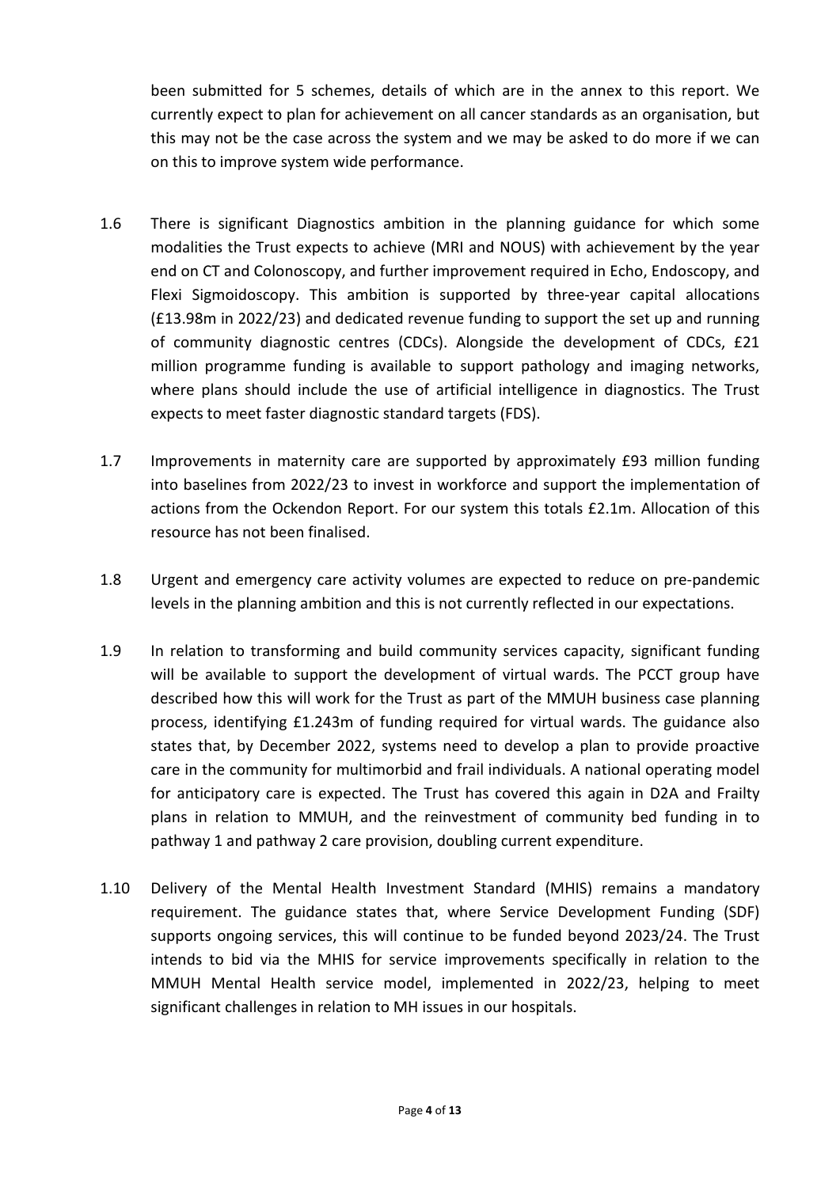been submitted for 5 schemes, details of which are in the annex to this report. We currently expect to plan for achievement on all cancer standards as an organisation, but this may not be the case across the system and we may be asked to do more if we can on this to improve system wide performance.

1.6 There is significant Diagnostics ambition in the planning guidance for which some modalities the Trust expects to achieve (MRI and NOUS) with achievement by the year end on CT and Colonoscopy, and further improvement required in Echo, Endoscopy, and Flexi Sigmoidoscopy. This ambition is supported by three-year capital allocations (£13.98m in 2022/23) and dedicated revenue funding to support the set up and running of community diagnostic centres (CDCs). Alongside the development of CDCs, £21 million programme funding is available to support pathology and imaging networks, where plans should include the use of artificial intelligence in diagnostics. The Trust expects to meet faster diagnostic standard targets (FDS).

1.7 Improvements in maternity care are supported by approximately £93 million funding into baselines from 2022/23 to invest in workforce and support the implementation of actions from the Ockendon Report. For our system this totals £2.1m. Allocation of this resource has not been finalised.

1.8 Urgent and emergency care activity volumes are expected to reduce on pre-pandemic levels in the planning ambition and this is not currently reflected in our expectations.

1.9 In relation to transforming and build community services capacity, significant funding will be available to support the development of virtual wards. The PCCT group have described how this will work for the Trust as part of the MMUH business case planning process, identifying £1.243m of funding required for virtual wards. The guidance also states that, by December 2022, systems need to develop a plan to provide proactive care in the community for multimorbid and frail individuals. A national operating model for anticipatory care is expected. The Trust has covered this again in D2A and Frailty plans in relation to MMUH, and the reinvestment of community bed funding in to pathway 1 and pathway 2 care provision, doubling current expenditure.

1.10 Delivery of the Mental Health Investment Standard (MHIS) remains a mandatory requirement. The guidance states that, where Service Development Funding (SDF) supports ongoing services, this will continue to be funded beyond 2023/24. The Trust intends to bid via the MHIS for service improvements specifically in relation to the MMUH Mental Health service model, implemented in 2022/23, helping to meet significant challenges in relation to MH issues in our hospitals.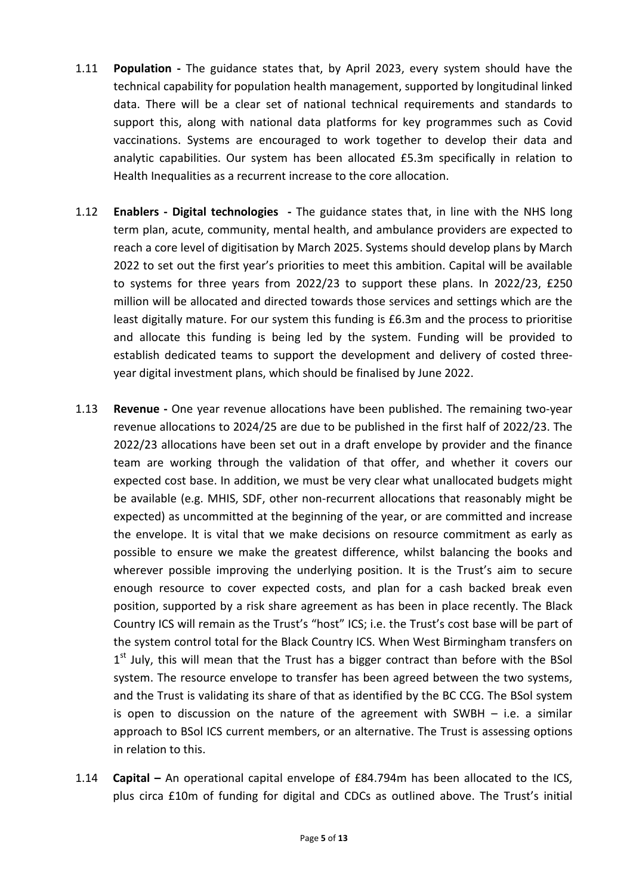1.11 **Population -** The guidance states that, by April 2023, every system should have the technical capability for population health management, supported by longitudinal linked data. There will be a clear set of national technical requirements and standards to support this, along with national data platforms for key programmes such as Covid vaccinations. Systems are encouraged to work together to develop their data and analytic capabilities. Our system has been allocated £5.3m specifically in relation to Health Inequalities as a recurrent increase to the core allocation.

1.12 **Enablers - Digital technologies -** The guidance states that, in line with the NHS long term plan, acute, community, mental health, and ambulance providers are expected to reach a core level of digitisation by March 2025. Systems should develop plans by March 2022 to set out the first year's priorities to meet this ambition. Capital will be available to systems for three years from 2022/23 to support these plans. In 2022/23, £250 million will be allocated and directed towards those services and settings which are the least digitally mature. For our system this funding is £6.3m and the process to prioritise and allocate this funding is being led by the system. Funding will be provided to establish dedicated teams to support the development and delivery of costed three-year digital investment plans, which should be finalised by June 2022.

1.13 **Revenue -** One year revenue allocations have been published. The remaining two-year revenue allocations to 2024/25 are due to be published in the first half of 2022/23. The 2022/23 allocations have been set out in a draft envelope by provider and the finance team are working through the validation of that offer, and whether it covers our expected cost base. In addition, we must be very clear what unallocated budgets might be available (e.g. MHIS, SDF, other non-recurrent allocations that reasonably might be expected) as uncommitted at the beginning of the year, or are committed and increase the envelope. It is vital that we make decisions on resource commitment as early as possible to ensure we make the greatest difference, whilst balancing the books and wherever possible improving the underlying position. It is the Trust's aim to secure enough resource to cover expected costs, and plan for a cash backed break even position, supported by a risk share agreement as has been in place recently. The Black Country ICS will remain as the Trust's "host" ICS; i.e. the Trust's cost base will be part of the system control total for the Black Country ICS. When West Birmingham transfers on 1st July, this will mean that the Trust has a bigger contract than before with the BSol system. The resource envelope to transfer has been agreed between the two systems, and the Trust is validating its share of that as identified by the BC CCG. The BSol system is open to discussion on the nature of the agreement with SWBH – i.e. a similar approach to BSol ICS current members, or an alternative. The Trust is assessing options in relation to this.

1.14 **Capital –** An operational capital envelope of £84.794m has been allocated to the ICS, plus circa £10m of funding for digital and CDCs as outlined above. The Trust's initial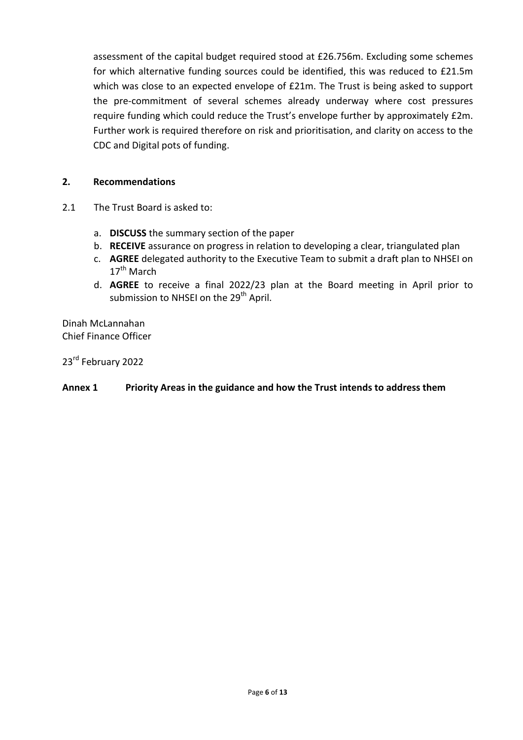assessment of the capital budget required stood at £26.756m. Excluding some schemes for which alternative funding sources could be identified, this was reduced to £21.5m which was close to an expected envelope of £21m. The Trust is being asked to support the pre-commitment of several schemes already underway where cost pressures require funding which could reduce the Trust's envelope further by approximately £2m. Further work is required therefore on risk and prioritisation, and clarity on access to the CDC and Digital pots of funding.

## 2. Recommendations

2.1 The Trust Board is asked to:

a. **DISCUSS** the summary section of the paper
b. **RECEIVE** assurance on progress in relation to developing a clear, triangulated plan
c. **AGREE** delegated authority to the Executive Team to submit a draft plan to NHSEI on 17th March
d. **AGREE** to receive a final 2022/23 plan at the Board meeting in April prior to submission to NHSEI on the 29th April.

Dinah McLannahan
Chief Finance Officer

23rd February 2022

**Annex 1 Priority Areas in the guidance and how the Trust intends to address them**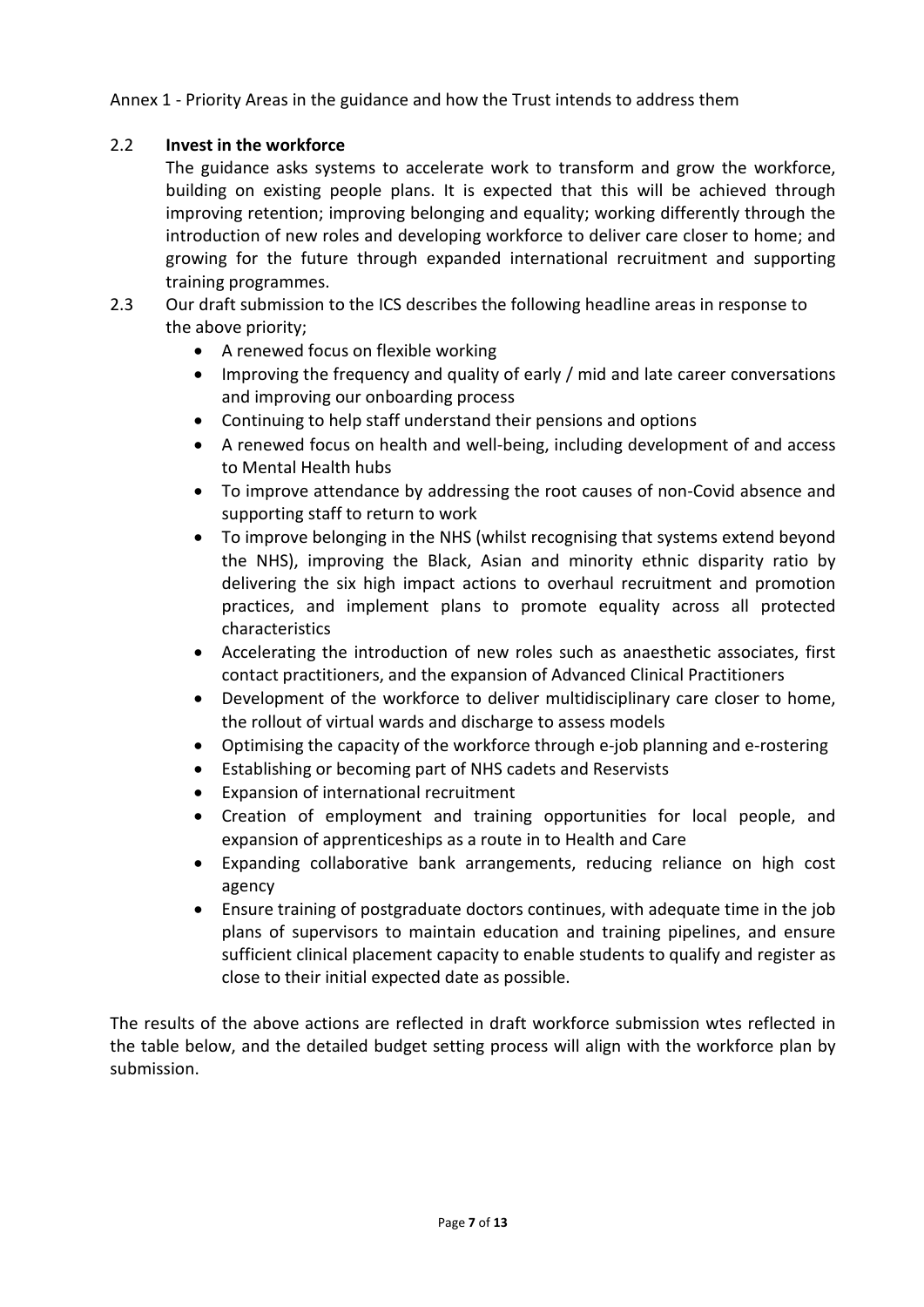Annex 1 - Priority Areas in the guidance and how the Trust intends to address them

2.2 **Invest in the workforce**

The guidance asks systems to accelerate work to transform and grow the workforce, building on existing people plans. It is expected that this will be achieved through improving retention; improving belonging and equality; working differently through the introduction of new roles and developing workforce to deliver care closer to home; and growing for the future through expanded international recruitment and supporting training programmes.

2.3 Our draft submission to the ICS describes the following headline areas in response to the above priority;

- A renewed focus on flexible working
- Improving the frequency and quality of early / mid and late career conversations and improving our onboarding process
- Continuing to help staff understand their pensions and options
- A renewed focus on health and well-being, including development of and access to Mental Health hubs
- To improve attendance by addressing the root causes of non-Covid absence and supporting staff to return to work
- To improve belonging in the NHS (whilst recognising that systems extend beyond the NHS), improving the Black, Asian and minority ethnic disparity ratio by delivering the six high impact actions to overhaul recruitment and promotion practices, and implement plans to promote equality across all protected characteristics
- Accelerating the introduction of new roles such as anaesthetic associates, first contact practitioners, and the expansion of Advanced Clinical Practitioners
- Development of the workforce to deliver multidisciplinary care closer to home, the rollout of virtual wards and discharge to assess models
- Optimising the capacity of the workforce through e-job planning and e-rostering
- Establishing or becoming part of NHS cadets and Reservists
- Expansion of international recruitment
- Creation of employment and training opportunities for local people, and expansion of apprenticeships as a route in to Health and Care
- Expanding collaborative bank arrangements, reducing reliance on high cost agency
- Ensure training of postgraduate doctors continues, with adequate time in the job plans of supervisors to maintain education and training pipelines, and ensure sufficient clinical placement capacity to enable students to qualify and register as close to their initial expected date as possible.

The results of the above actions are reflected in draft workforce submission wtes reflected in the table below, and the detailed budget setting process will align with the workforce plan by submission.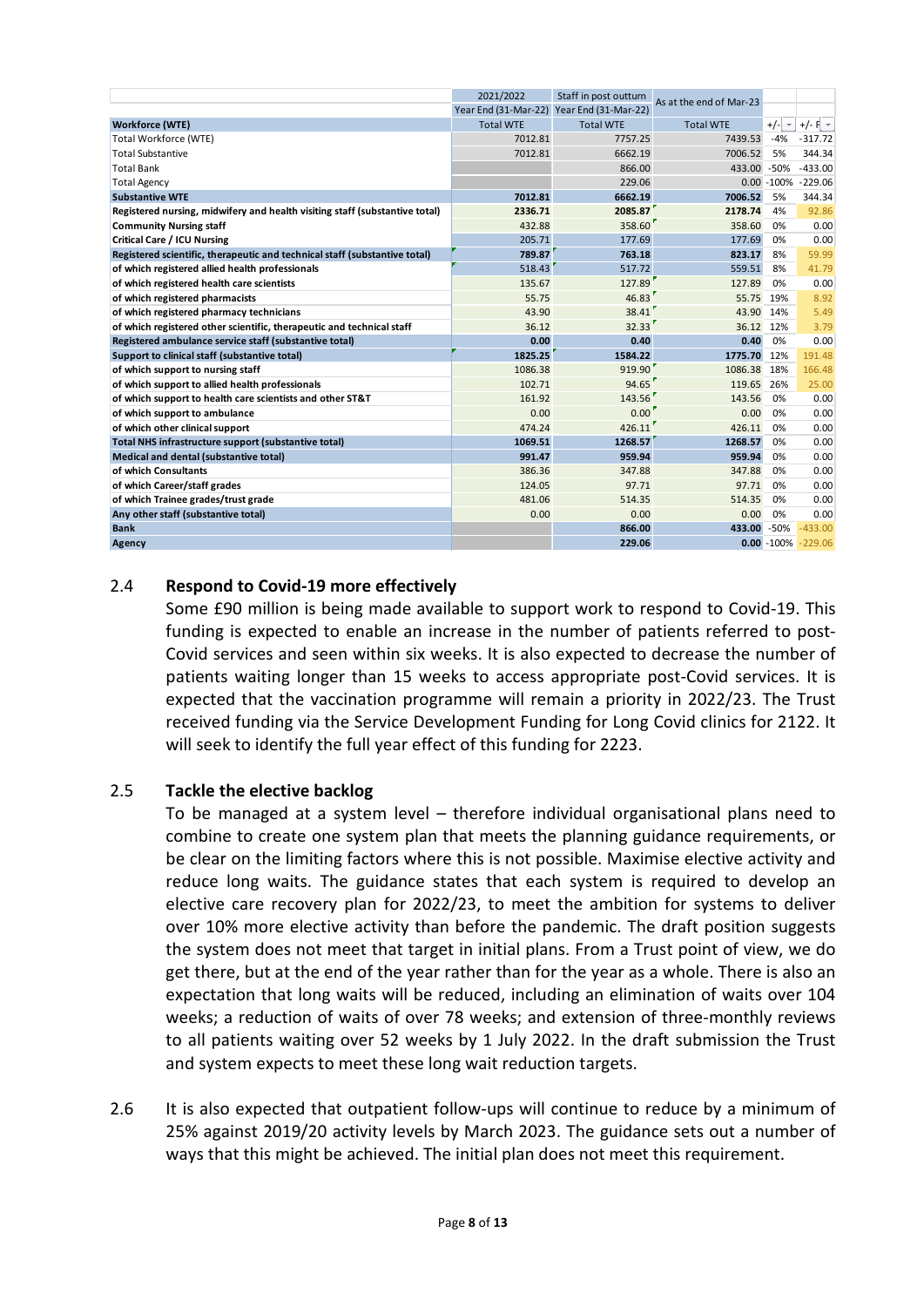| | 2021/2022 | Staff in post outturn | As at the end of Mar-23 | | |
|---|---|---|---|---|---|
| | Year End (31-Mar-22) | Year End (31-Mar-22) | | | |
| **Workforce (WTE)** | Total WTE | Total WTE | Total WTE | +/- | +/- F |
| Total Workforce (WTE) | 7012.81 | 7757.25 | 7439.53 | -4% | -317.72 |
| Total Substantive | 7012.81 | 6662.19 | 7006.52 | 5% | 344.34 |
| Total Bank | | 866.00 | 433.00 | -50% | -433.00 |
| Total Agency | | 229.06 | 0.00 | -100% | -229.06 |
| **Substantive WTE** | **7012.81** | **6662.19** | **7006.52** | 5% | 344.34 |
| **Registered nursing, midwifery and health visiting staff (substantive total)** | **2336.71** | **2085.87** | **2178.74** | 4% | 92.86 |
| **Community Nursing staff** | 432.88 | 358.60 | 358.60 | 0% | 0.00 |
| **Critical Care / ICU Nursing** | 205.71 | 177.69 | 177.69 | 0% | 0.00 |
| **Registered scientific, therapeutic and technical staff (substantive total)** | **789.87** | **763.18** | **823.17** | 8% | 59.99 |
| **of which registered allied health professionals** | 518.43 | 517.72 | 559.51 | 8% | 41.79 |
| **of which registered health care scientists** | 135.67 | 127.89 | 127.89 | 0% | 0.00 |
| **of which registered pharmacists** | 55.75 | 46.83 | 55.75 | 19% | 8.92 |
| **of which registered pharmacy technicians** | 43.90 | 38.41 | 43.90 | 14% | 5.49 |
| **of which registered other scientific, therapeutic and technical staff** | 36.12 | 32.33 | 36.12 | 12% | 3.79 |
| **Registered ambulance service staff (substantive total)** | **0.00** | **0.40** | **0.40** | 0% | 0.00 |
| **Support to clinical staff (substantive total)** | **1825.25** | **1584.22** | **1775.70** | 12% | 191.48 |
| **of which support to nursing staff** | 1086.38 | 919.90 | 1086.38 | 18% | 166.48 |
| **of which support to allied health professionals** | 102.71 | 94.65 | 119.65 | 26% | 25.00 |
| **of which support to health care scientists and other ST&T** | 161.92 | 143.56 | 143.56 | 0% | 0.00 |
| **of which support to ambulance** | 0.00 | 0.00 | 0.00 | 0% | 0.00 |
| **of which other clinical support** | 474.24 | 426.11 | 426.11 | 0% | 0.00 |
| **Total NHS infrastructure support (substantive total)** | **1069.51** | **1268.57** | **1268.57** | 0% | 0.00 |
| **Medical and dental (substantive total)** | **991.47** | **959.94** | **959.94** | 0% | 0.00 |
| **of which Consultants** | 386.36 | 347.88 | 347.88 | 0% | 0.00 |
| **of which Career/staff grades** | 124.05 | 97.71 | 97.71 | 0% | 0.00 |
| **of which Trainee grades/trust grade** | 481.06 | 514.35 | 514.35 | 0% | 0.00 |
| **Any other staff (substantive total)** | 0.00 | 0.00 | 0.00 | 0% | 0.00 |
| **Bank** | | **866.00** | **433.00** | -50% | -433.00 |
| **Agency** | | **229.06** | **0.00** | -100% | -229.06 |

### 2.4 Respond to Covid-19 more effectively

Some £90 million is being made available to support work to respond to Covid-19. This funding is expected to enable an increase in the number of patients referred to post-Covid services and seen within six weeks. It is also expected to decrease the number of patients waiting longer than 15 weeks to access appropriate post-Covid services. It is expected that the vaccination programme will remain a priority in 2022/23. The Trust received funding via the Service Development Funding for Long Covid clinics for 2122. It will seek to identify the full year effect of this funding for 2223.

### 2.5 Tackle the elective backlog

To be managed at a system level – therefore individual organisational plans need to combine to create one system plan that meets the planning guidance requirements, or be clear on the limiting factors where this is not possible. Maximise elective activity and reduce long waits. The guidance states that each system is required to develop an elective care recovery plan for 2022/23, to meet the ambition for systems to deliver over 10% more elective activity than before the pandemic. The draft position suggests the system does not meet that target in initial plans. From a Trust point of view, we do get there, but at the end of the year rather than for the year as a whole. There is also an expectation that long waits will be reduced, including an elimination of waits over 104 weeks; a reduction of waits of over 78 weeks; and extension of three-monthly reviews to all patients waiting over 52 weeks by 1 July 2022. In the draft submission the Trust and system expects to meet these long wait reduction targets.

2.6 It is also expected that outpatient follow-ups will continue to reduce by a minimum of 25% against 2019/20 activity levels by March 2023. The guidance sets out a number of ways that this might be achieved. The initial plan does not meet this requirement.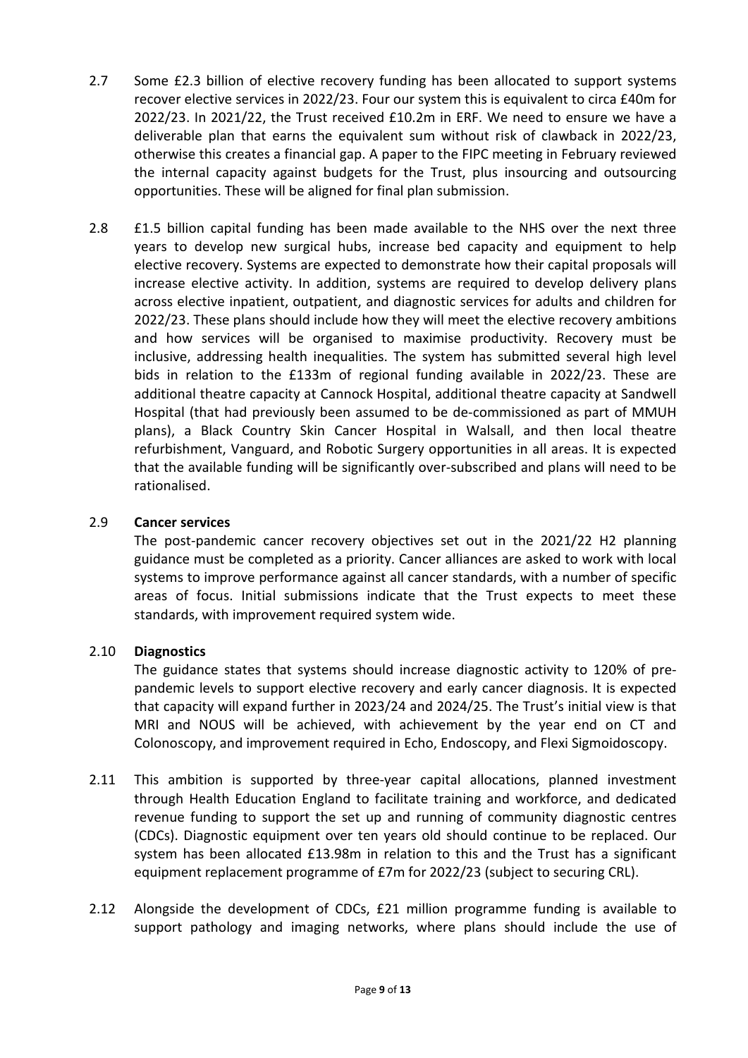2.7 Some £2.3 billion of elective recovery funding has been allocated to support systems recover elective services in 2022/23. Four our system this is equivalent to circa £40m for 2022/23. In 2021/22, the Trust received £10.2m in ERF. We need to ensure we have a deliverable plan that earns the equivalent sum without risk of clawback in 2022/23, otherwise this creates a financial gap. A paper to the FIPC meeting in February reviewed the internal capacity against budgets for the Trust, plus insourcing and outsourcing opportunities. These will be aligned for final plan submission.

2.8 £1.5 billion capital funding has been made available to the NHS over the next three years to develop new surgical hubs, increase bed capacity and equipment to help elective recovery. Systems are expected to demonstrate how their capital proposals will increase elective activity. In addition, systems are required to develop delivery plans across elective inpatient, outpatient, and diagnostic services for adults and children for 2022/23. These plans should include how they will meet the elective recovery ambitions and how services will be organised to maximise productivity. Recovery must be inclusive, addressing health inequalities. The system has submitted several high level bids in relation to the £133m of regional funding available in 2022/23. These are additional theatre capacity at Cannock Hospital, additional theatre capacity at Sandwell Hospital (that had previously been assumed to be de-commissioned as part of MMUH plans), a Black Country Skin Cancer Hospital in Walsall, and then local theatre refurbishment, Vanguard, and Robotic Surgery opportunities in all areas. It is expected that the available funding will be significantly over-subscribed and plans will need to be rationalised.

2.9 **Cancer services**

The post-pandemic cancer recovery objectives set out in the 2021/22 H2 planning guidance must be completed as a priority. Cancer alliances are asked to work with local systems to improve performance against all cancer standards, with a number of specific areas of focus. Initial submissions indicate that the Trust expects to meet these standards, with improvement required system wide.

2.10 **Diagnostics**

The guidance states that systems should increase diagnostic activity to 120% of pre-pandemic levels to support elective recovery and early cancer diagnosis. It is expected that capacity will expand further in 2023/24 and 2024/25. The Trust's initial view is that MRI and NOUS will be achieved, with achievement by the year end on CT and Colonoscopy, and improvement required in Echo, Endoscopy, and Flexi Sigmoidoscopy.

2.11 This ambition is supported by three-year capital allocations, planned investment through Health Education England to facilitate training and workforce, and dedicated revenue funding to support the set up and running of community diagnostic centres (CDCs). Diagnostic equipment over ten years old should continue to be replaced. Our system has been allocated £13.98m in relation to this and the Trust has a significant equipment replacement programme of £7m for 2022/23 (subject to securing CRL).

2.12 Alongside the development of CDCs, £21 million programme funding is available to support pathology and imaging networks, where plans should include the use of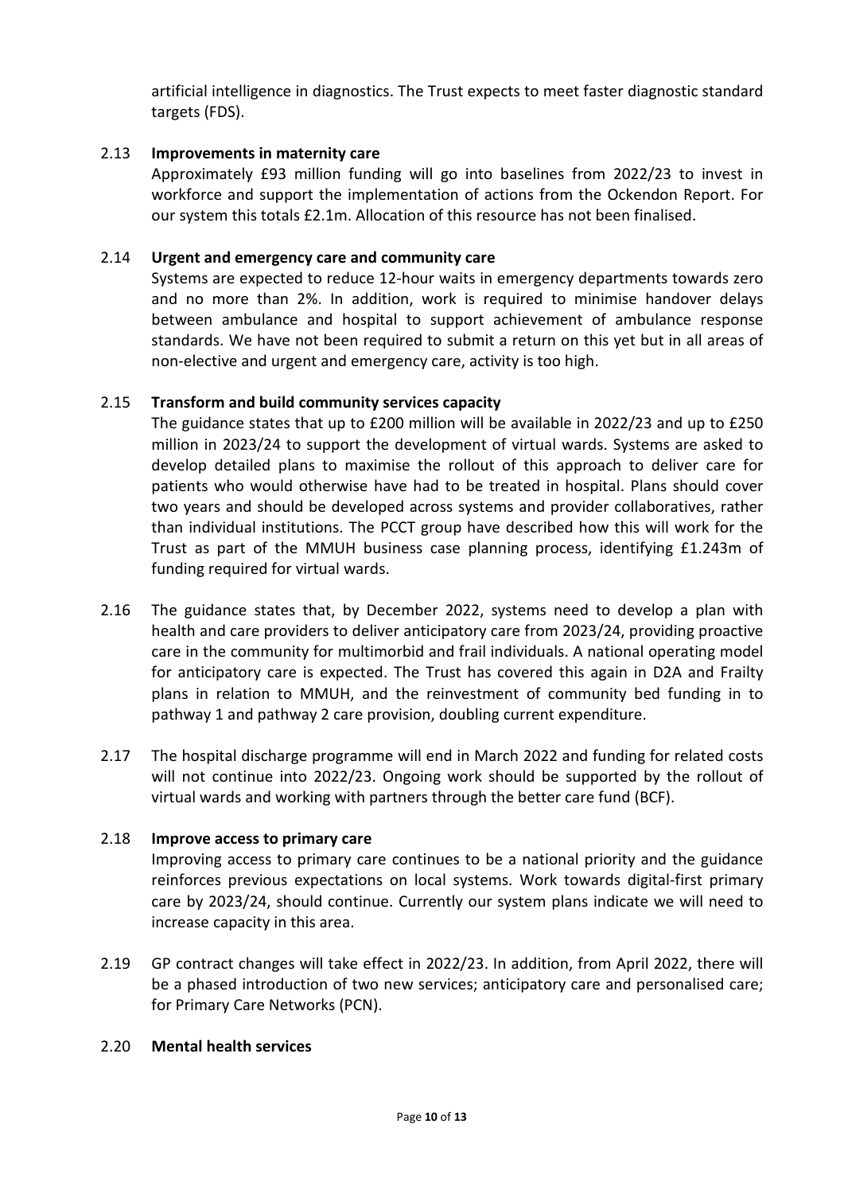artificial intelligence in diagnostics. The Trust expects to meet faster diagnostic standard targets (FDS).

2.13 **Improvements in maternity care**

Approximately £93 million funding will go into baselines from 2022/23 to invest in workforce and support the implementation of actions from the Ockendon Report. For our system this totals £2.1m. Allocation of this resource has not been finalised.

2.14 **Urgent and emergency care and community care**

Systems are expected to reduce 12-hour waits in emergency departments towards zero and no more than 2%. In addition, work is required to minimise handover delays between ambulance and hospital to support achievement of ambulance response standards. We have not been required to submit a return on this yet but in all areas of non-elective and urgent and emergency care, activity is too high.

2.15 **Transform and build community services capacity**

The guidance states that up to £200 million will be available in 2022/23 and up to £250 million in 2023/24 to support the development of virtual wards. Systems are asked to develop detailed plans to maximise the rollout of this approach to deliver care for patients who would otherwise have had to be treated in hospital. Plans should cover two years and should be developed across systems and provider collaboratives, rather than individual institutions. The PCCT group have described how this will work for the Trust as part of the MMUH business case planning process, identifying £1.243m of funding required for virtual wards.

2.16 The guidance states that, by December 2022, systems need to develop a plan with health and care providers to deliver anticipatory care from 2023/24, providing proactive care in the community for multimorbid and frail individuals. A national operating model for anticipatory care is expected. The Trust has covered this again in D2A and Frailty plans in relation to MMUH, and the reinvestment of community bed funding in to pathway 1 and pathway 2 care provision, doubling current expenditure.

2.17 The hospital discharge programme will end in March 2022 and funding for related costs will not continue into 2022/23. Ongoing work should be supported by the rollout of virtual wards and working with partners through the better care fund (BCF).

2.18 **Improve access to primary care**

Improving access to primary care continues to be a national priority and the guidance reinforces previous expectations on local systems. Work towards digital-first primary care by 2023/24, should continue. Currently our system plans indicate we will need to increase capacity in this area.

2.19 GP contract changes will take effect in 2022/23. In addition, from April 2022, there will be a phased introduction of two new services; anticipatory care and personalised care; for Primary Care Networks (PCN).

2.20 **Mental health services**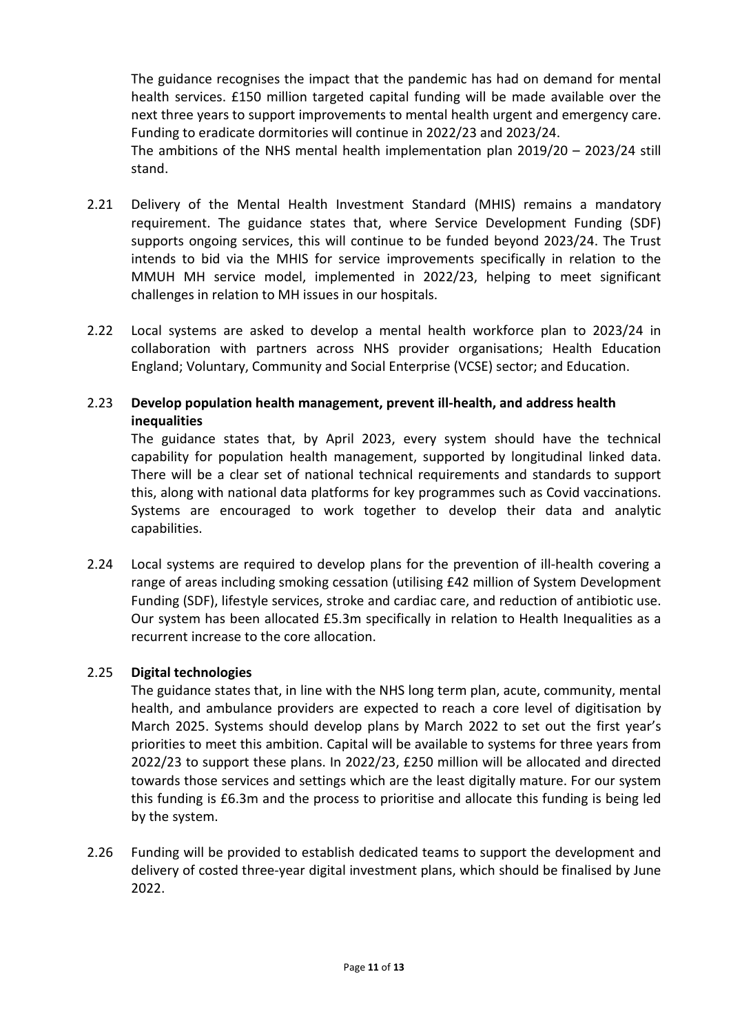The guidance recognises the impact that the pandemic has had on demand for mental health services. £150 million targeted capital funding will be made available over the next three years to support improvements to mental health urgent and emergency care. Funding to eradicate dormitories will continue in 2022/23 and 2023/24.
The ambitions of the NHS mental health implementation plan 2019/20 – 2023/24 still stand.

2.21 Delivery of the Mental Health Investment Standard (MHIS) remains a mandatory requirement. The guidance states that, where Service Development Funding (SDF) supports ongoing services, this will continue to be funded beyond 2023/24. The Trust intends to bid via the MHIS for service improvements specifically in relation to the MMUH MH service model, implemented in 2022/23, helping to meet significant challenges in relation to MH issues in our hospitals.

2.22 Local systems are asked to develop a mental health workforce plan to 2023/24 in collaboration with partners across NHS provider organisations; Health Education England; Voluntary, Community and Social Enterprise (VCSE) sector; and Education.

2.23 **Develop population health management, prevent ill-health, and address health inequalities**
The guidance states that, by April 2023, every system should have the technical capability for population health management, supported by longitudinal linked data. There will be a clear set of national technical requirements and standards to support this, along with national data platforms for key programmes such as Covid vaccinations. Systems are encouraged to work together to develop their data and analytic capabilities.

2.24 Local systems are required to develop plans for the prevention of ill-health covering a range of areas including smoking cessation (utilising £42 million of System Development Funding (SDF), lifestyle services, stroke and cardiac care, and reduction of antibiotic use. Our system has been allocated £5.3m specifically in relation to Health Inequalities as a recurrent increase to the core allocation.

2.25 **Digital technologies**
The guidance states that, in line with the NHS long term plan, acute, community, mental health, and ambulance providers are expected to reach a core level of digitisation by March 2025. Systems should develop plans by March 2022 to set out the first year's priorities to meet this ambition. Capital will be available to systems for three years from 2022/23 to support these plans. In 2022/23, £250 million will be allocated and directed towards those services and settings which are the least digitally mature. For our system this funding is £6.3m and the process to prioritise and allocate this funding is being led by the system.

2.26 Funding will be provided to establish dedicated teams to support the development and delivery of costed three-year digital investment plans, which should be finalised by June 2022.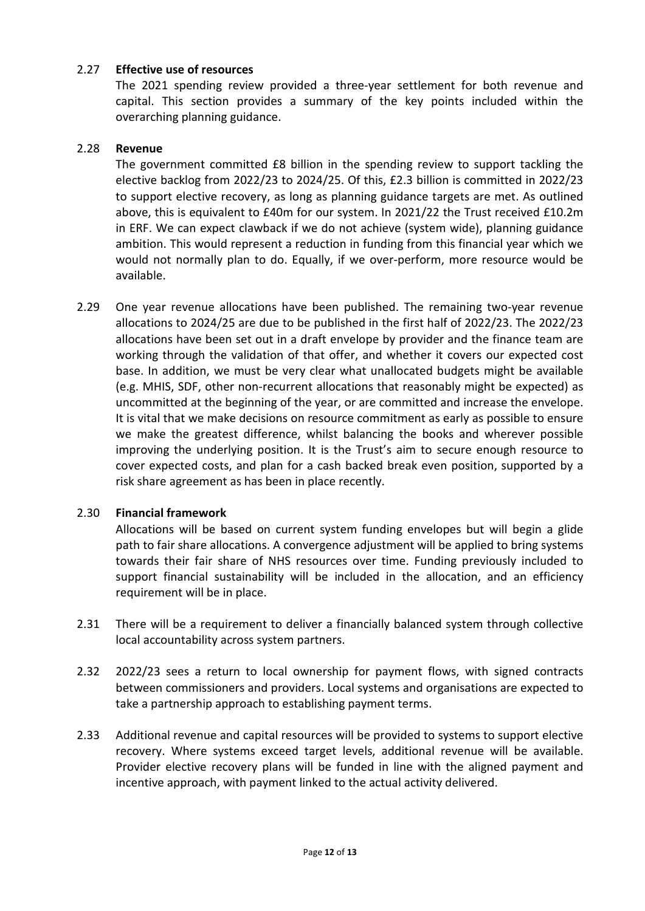2.27 **Effective use of resources**

The 2021 spending review provided a three-year settlement for both revenue and capital. This section provides a summary of the key points included within the overarching planning guidance.

2.28 **Revenue**

The government committed £8 billion in the spending review to support tackling the elective backlog from 2022/23 to 2024/25. Of this, £2.3 billion is committed in 2022/23 to support elective recovery, as long as planning guidance targets are met. As outlined above, this is equivalent to £40m for our system. In 2021/22 the Trust received £10.2m in ERF. We can expect clawback if we do not achieve (system wide), planning guidance ambition. This would represent a reduction in funding from this financial year which we would not normally plan to do. Equally, if we over-perform, more resource would be available.

2.29 One year revenue allocations have been published. The remaining two-year revenue allocations to 2024/25 are due to be published in the first half of 2022/23. The 2022/23 allocations have been set out in a draft envelope by provider and the finance team are working through the validation of that offer, and whether it covers our expected cost base. In addition, we must be very clear what unallocated budgets might be available (e.g. MHIS, SDF, other non-recurrent allocations that reasonably might be expected) as uncommitted at the beginning of the year, or are committed and increase the envelope. It is vital that we make decisions on resource commitment as early as possible to ensure we make the greatest difference, whilst balancing the books and wherever possible improving the underlying position. It is the Trust's aim to secure enough resource to cover expected costs, and plan for a cash backed break even position, supported by a risk share agreement as has been in place recently.

2.30 **Financial framework**

Allocations will be based on current system funding envelopes but will begin a glide path to fair share allocations. A convergence adjustment will be applied to bring systems towards their fair share of NHS resources over time. Funding previously included to support financial sustainability will be included in the allocation, and an efficiency requirement will be in place.

2.31 There will be a requirement to deliver a financially balanced system through collective local accountability across system partners.

2.32 2022/23 sees a return to local ownership for payment flows, with signed contracts between commissioners and providers. Local systems and organisations are expected to take a partnership approach to establishing payment terms.

2.33 Additional revenue and capital resources will be provided to systems to support elective recovery. Where systems exceed target levels, additional revenue will be available. Provider elective recovery plans will be funded in line with the aligned payment and incentive approach, with payment linked to the actual activity delivered.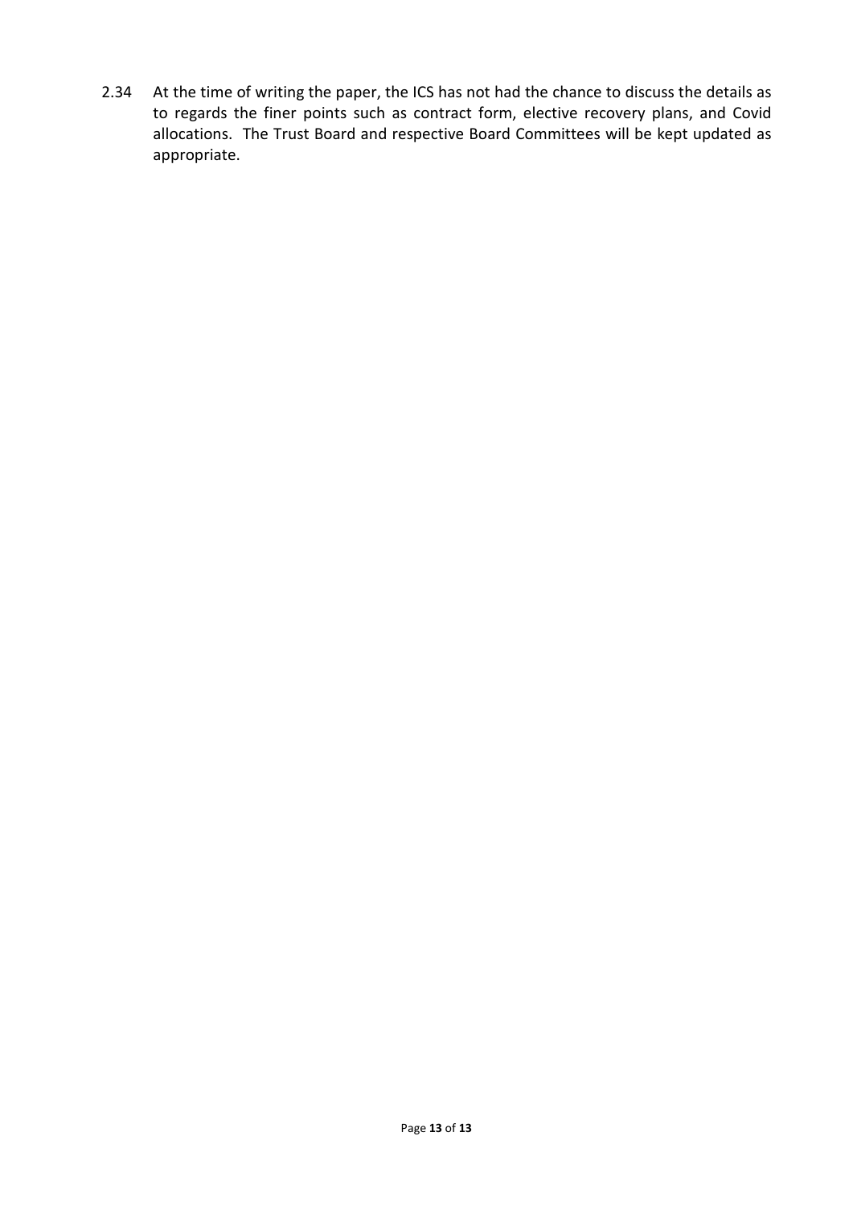2.34 At the time of writing the paper, the ICS has not had the chance to discuss the details as to regards the finer points such as contract form, elective recovery plans, and Covid allocations. The Trust Board and respective Board Committees will be kept updated as appropriate.